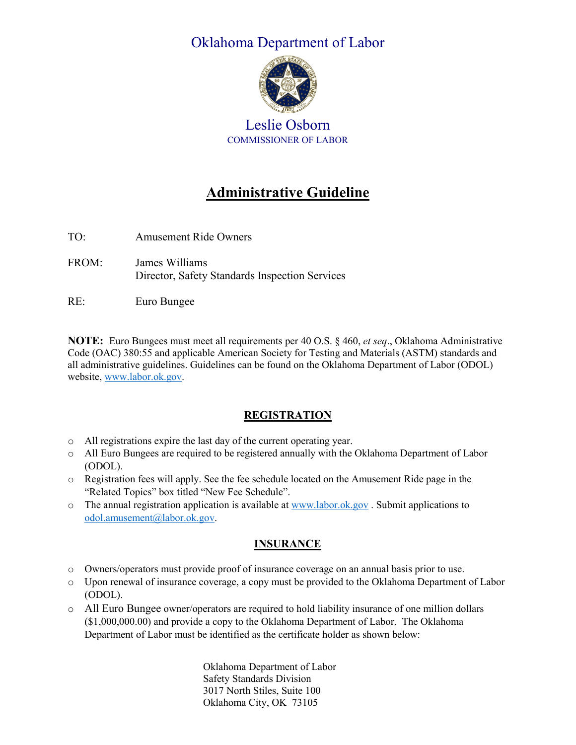Oklahoma Department of Labor

Leslie Osborn
COMMISSIONER OF LABOR

# Administrative Guideline

TO: Amusement Ride Owners

FROM: James Williams
Director, Safety Standards Inspection Services

RE: Euro Bungee

**NOTE:** Euro Bungees must meet all requirements per 40 O.S. § 460, *et seq*., Oklahoma Administrative Code (OAC) 380:55 and applicable American Society for Testing and Materials (ASTM) standards and all administrative guidelines. Guidelines can be found on the Oklahoma Department of Labor (ODOL) website, www.labor.ok.gov.

## REGISTRATION

- All registrations expire the last day of the current operating year.
- All Euro Bungees are required to be registered annually with the Oklahoma Department of Labor (ODOL).
- Registration fees will apply. See the fee schedule located on the Amusement Ride page in the "Related Topics" box titled "New Fee Schedule".
- The annual registration application is available at www.labor.ok.gov . Submit applications to odol.amusement@labor.ok.gov.

## INSURANCE

- Owners/operators must provide proof of insurance coverage on an annual basis prior to use.
- Upon renewal of insurance coverage, a copy must be provided to the Oklahoma Department of Labor (ODOL).
- All Euro Bungee owner/operators are required to hold liability insurance of one million dollars ($1,000,000.00) and provide a copy to the Oklahoma Department of Labor. The Oklahoma Department of Labor must be identified as the certificate holder as shown below:

Oklahoma Department of Labor
Safety Standards Division
3017 North Stiles, Suite 100
Oklahoma City, OK 73105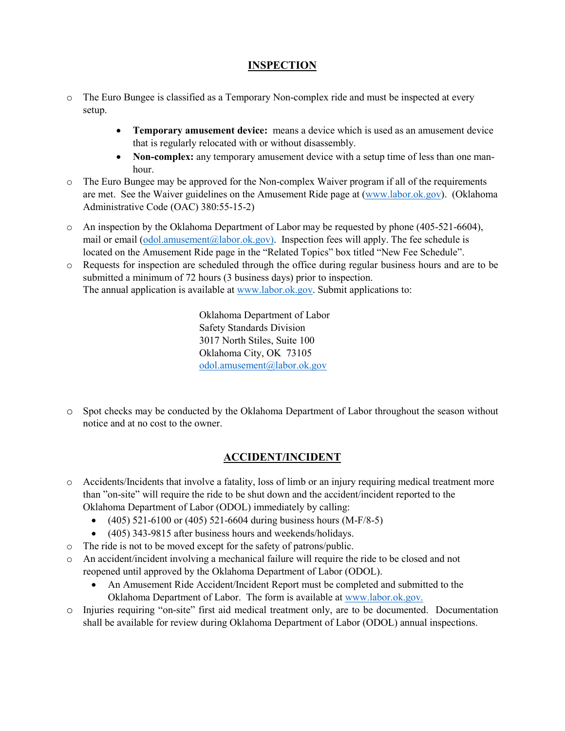## INSPECTION

- The Euro Bungee is classified as a Temporary Non-complex ride and must be inspected at every setup.
    - **Temporary amusement device:** means a device which is used as an amusement device that is regularly relocated with or without disassembly.
    - **Non-complex:** any temporary amusement device with a setup time of less than one man-hour.
- The Euro Bungee may be approved for the Non-complex Waiver program if all of the requirements are met. See the Waiver guidelines on the Amusement Ride page at (www.labor.ok.gov). (Oklahoma Administrative Code (OAC) 380:55-15-2)
- An inspection by the Oklahoma Department of Labor may be requested by phone (405-521-6604), mail or email (odol.amusement@labor.ok.gov). Inspection fees will apply. The fee schedule is located on the Amusement Ride page in the "Related Topics" box titled "New Fee Schedule".
- Requests for inspection are scheduled through the office during regular business hours and are to be submitted a minimum of 72 hours (3 business days) prior to inspection.
  The annual application is available at www.labor.ok.gov. Submit applications to:

  Oklahoma Department of Labor
  Safety Standards Division
  3017 North Stiles, Suite 100
  Oklahoma City, OK 73105
  odol.amusement@labor.ok.gov

- Spot checks may be conducted by the Oklahoma Department of Labor throughout the season without notice and at no cost to the owner.

## ACCIDENT/INCIDENT

- Accidents/Incidents that involve a fatality, loss of limb or an injury requiring medical treatment more than "on-site" will require the ride to be shut down and the accident/incident reported to the Oklahoma Department of Labor (ODOL) immediately by calling:
    - (405) 521-6100 or (405) 521-6604 during business hours (M-F/8-5)
    - (405) 343-9815 after business hours and weekends/holidays.
- The ride is not to be moved except for the safety of patrons/public.
- An accident/incident involving a mechanical failure will require the ride to be closed and not reopened until approved by the Oklahoma Department of Labor (ODOL).
    - An Amusement Ride Accident/Incident Report must be completed and submitted to the Oklahoma Department of Labor. The form is available at www.labor.ok.gov.
- Injuries requiring "on-site" first aid medical treatment only, are to be documented. Documentation shall be available for review during Oklahoma Department of Labor (ODOL) annual inspections.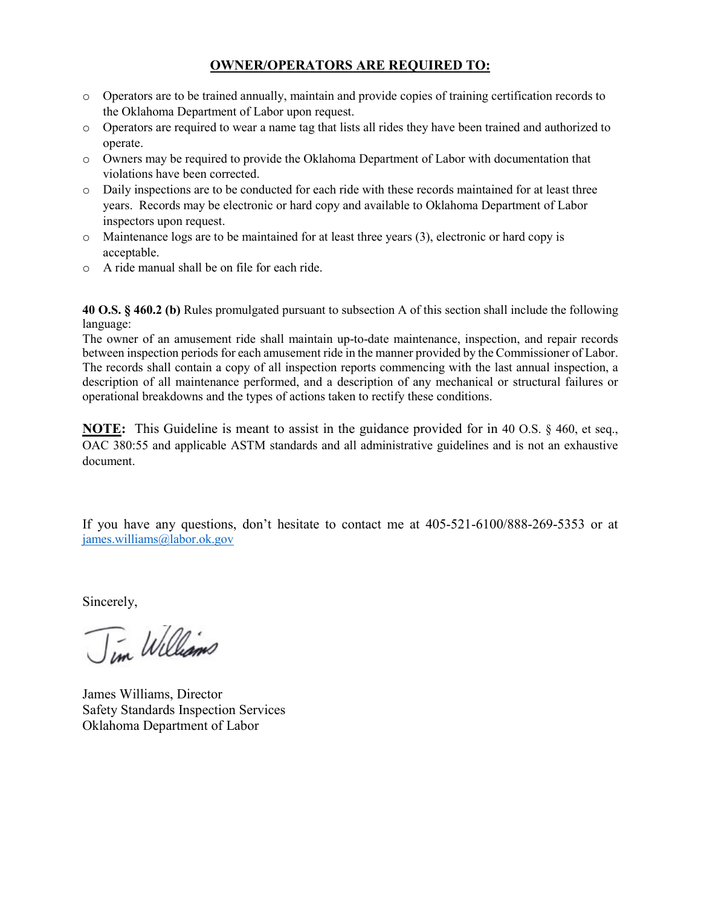## OWNER/OPERATORS ARE REQUIRED TO:

- Operators are to be trained annually, maintain and provide copies of training certification records to the Oklahoma Department of Labor upon request.
- Operators are required to wear a name tag that lists all rides they have been trained and authorized to operate.
- Owners may be required to provide the Oklahoma Department of Labor with documentation that violations have been corrected.
- Daily inspections are to be conducted for each ride with these records maintained for at least three years. Records may be electronic or hard copy and available to Oklahoma Department of Labor inspectors upon request.
- Maintenance logs are to be maintained for at least three years (3), electronic or hard copy is acceptable.
- A ride manual shall be on file for each ride.

**40 O.S. § 460.2 (b)** Rules promulgated pursuant to subsection A of this section shall include the following language:
The owner of an amusement ride shall maintain up-to-date maintenance, inspection, and repair records between inspection periods for each amusement ride in the manner provided by the Commissioner of Labor. The records shall contain a copy of all inspection reports commencing with the last annual inspection, a description of all maintenance performed, and a description of any mechanical or structural failures or operational breakdowns and the types of actions taken to rectify these conditions.

**NOTE:** This Guideline is meant to assist in the guidance provided for in 40 O.S. § 460, et seq., OAC 380:55 and applicable ASTM standards and all administrative guidelines and is not an exhaustive document.

If you have any questions, don't hesitate to contact me at 405-521-6100/888-269-5353 or at james.williams@labor.ok.gov

Sincerely,

Jim Williams

James Williams, Director
Safety Standards Inspection Services
Oklahoma Department of Labor